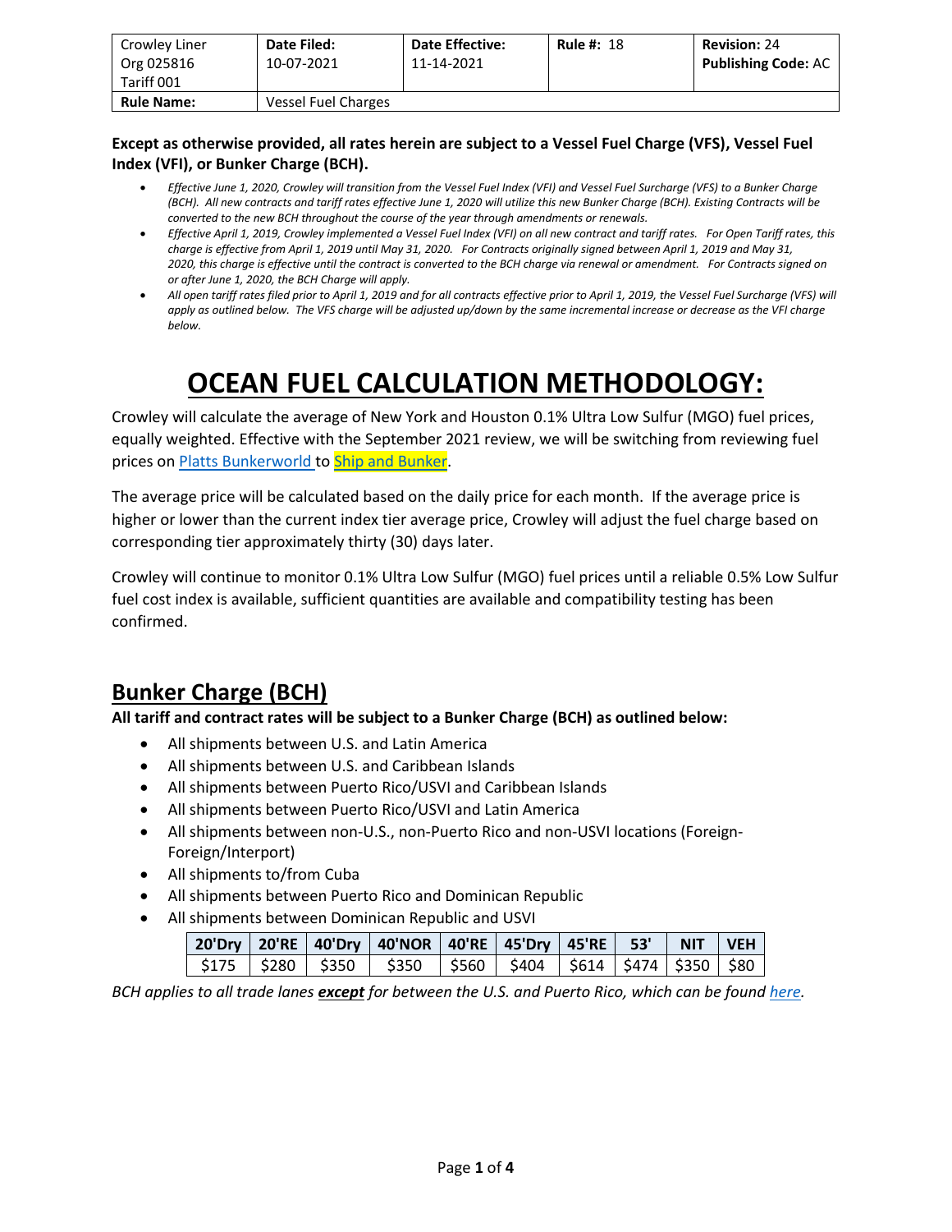| Crowley Liner Org 025816 Tariff 001 | **Date Filed:** 10-07-2021 | **Date Effective:** 11-14-2021 | **Rule #:** 18 | **Revision:** 24 **Publishing Code:** AC |
|---|---|---|---|---|
| **Rule Name:** | Vessel Fuel Charges | | | |

**Except as otherwise provided, all rates herein are subject to a Vessel Fuel Charge (VFS), Vessel Fuel Index (VFI), or Bunker Charge (BCH).**

- *Effective June 1, 2020, Crowley will transition from the Vessel Fuel Index (VFI) and Vessel Fuel Surcharge (VFS) to a Bunker Charge (BCH). All new contracts and tariff rates effective June 1, 2020 will utilize this new Bunker Charge (BCH). Existing Contracts will be converted to the new BCH throughout the course of the year through amendments or renewals.*
- *Effective April 1, 2019, Crowley implemented a Vessel Fuel Index (VFI) on all new contract and tariff rates. For Open Tariff rates, this charge is effective from April 1, 2019 until May 31, 2020. For Contracts originally signed between April 1, 2019 and May 31, 2020, this charge is effective until the contract is converted to the BCH charge via renewal or amendment. For Contracts signed on or after June 1, 2020, the BCH Charge will apply.*
- *All open tariff rates filed prior to April 1, 2019 and for all contracts effective prior to April 1, 2019, the Vessel Fuel Surcharge (VFS) will apply as outlined below. The VFS charge will be adjusted up/down by the same incremental increase or decrease as the VFI charge below.*

# OCEAN FUEL CALCULATION METHODOLOGY:

Crowley will calculate the average of New York and Houston 0.1% Ultra Low Sulfur (MGO) fuel prices, equally weighted. Effective with the September 2021 review, we will be switching from reviewing fuel prices on Platts Bunkerworld to Ship and Bunker.

The average price will be calculated based on the daily price for each month. If the average price is higher or lower than the current index tier average price, Crowley will adjust the fuel charge based on corresponding tier approximately thirty (30) days later.

Crowley will continue to monitor 0.1% Ultra Low Sulfur (MGO) fuel prices until a reliable 0.5% Low Sulfur fuel cost index is available, sufficient quantities are available and compatibility testing has been confirmed.

## Bunker Charge (BCH)

**All tariff and contract rates will be subject to a Bunker Charge (BCH) as outlined below:**

- All shipments between U.S. and Latin America
- All shipments between U.S. and Caribbean Islands
- All shipments between Puerto Rico/USVI and Caribbean Islands
- All shipments between Puerto Rico/USVI and Latin America
- All shipments between non-U.S., non-Puerto Rico and non-USVI locations (Foreign-Foreign/Interport)
- All shipments to/from Cuba
- All shipments between Puerto Rico and Dominican Republic
- All shipments between Dominican Republic and USVI

| 20'Dry | 20'RE | 40'Dry | 40'NOR | 40'RE | 45'Dry | 45'RE | 53' | NIT | VEH |
|---|---|---|---|---|---|---|---|---|---|
| $175 | $280 | $350 | $350 | $560 | $404 | $614 | $474 | $350 | $80 |

*BCH applies to all trade lanes **except** for between the U.S. and Puerto Rico, which can be found here.*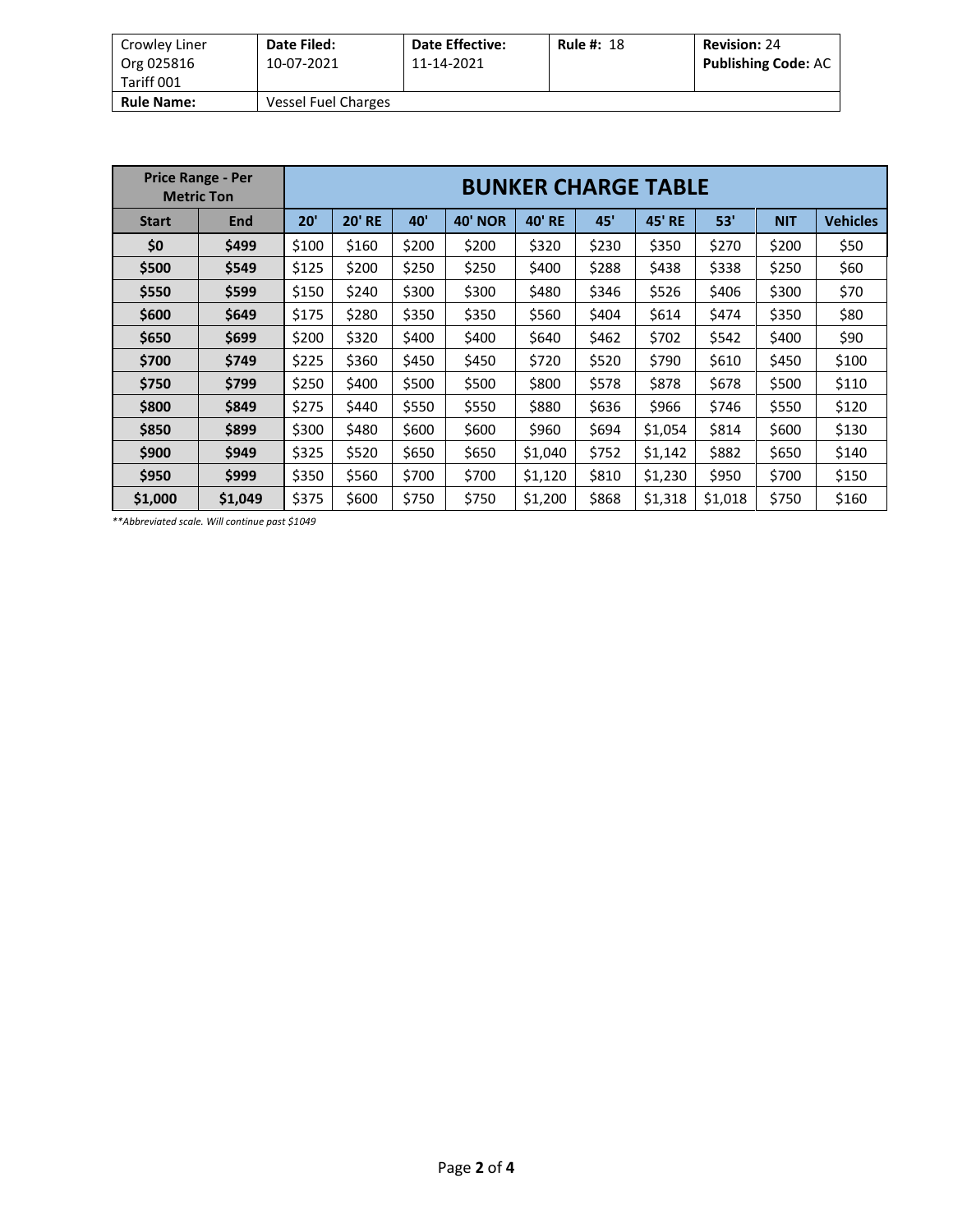| Crowley Liner Org 025816 Tariff 001 | Date Filed: 10-07-2021 | Date Effective: 11-14-2021 | Rule #: 18 | Revision: 24 Publishing Code: AC |
|---|---|---|---|---|
| **Rule Name:** | Vessel Fuel Charges | | | |

| Price Range - Per Metric Ton | | BUNKER CHARGE TABLE | | | | | | | | | |
|---|---|---|---|---|---|---|---|---|---|---|---|
| **Start** | **End** | **20'** | **20' RE** | **40'** | **40' NOR** | **40' RE** | **45'** | **45' RE** | **53'** | **NIT** | **Vehicles** |
| **$0** | **$499** | $100 | $160 | $200 | $200 | $320 | $230 | $350 | $270 | $200 | $50 |
| **$500** | **$549** | $125 | $200 | $250 | $250 | $400 | $288 | $438 | $338 | $250 | $60 |
| **$550** | **$599** | $150 | $240 | $300 | $300 | $480 | $346 | $526 | $406 | $300 | $70 |
| **$600** | **$649** | $175 | $280 | $350 | $350 | $560 | $404 | $614 | $474 | $350 | $80 |
| **$650** | **$699** | $200 | $320 | $400 | $400 | $640 | $462 | $702 | $542 | $400 | $90 |
| **$700** | **$749** | $225 | $360 | $450 | $450 | $720 | $520 | $790 | $610 | $450 | $100 |
| **$750** | **$799** | $250 | $400 | $500 | $500 | $800 | $578 | $878 | $678 | $500 | $110 |
| **$800** | **$849** | $275 | $440 | $550 | $550 | $880 | $636 | $966 | $746 | $550 | $120 |
| **$850** | **$899** | $300 | $480 | $600 | $600 | $960 | $694 | $1,054 | $814 | $600 | $130 |
| **$900** | **$949** | $325 | $520 | $650 | $650 | $1,040 | $752 | $1,142 | $882 | $650 | $140 |
| **$950** | **$999** | $350 | $560 | $700 | $700 | $1,120 | $810 | $1,230 | $950 | $700 | $150 |
| **$1,000** | **$1,049** | $375 | $600 | $750 | $750 | $1,200 | $868 | $1,318 | $1,018 | $750 | $160 |

*\*\*Abbreviated scale. Will continue past $1049*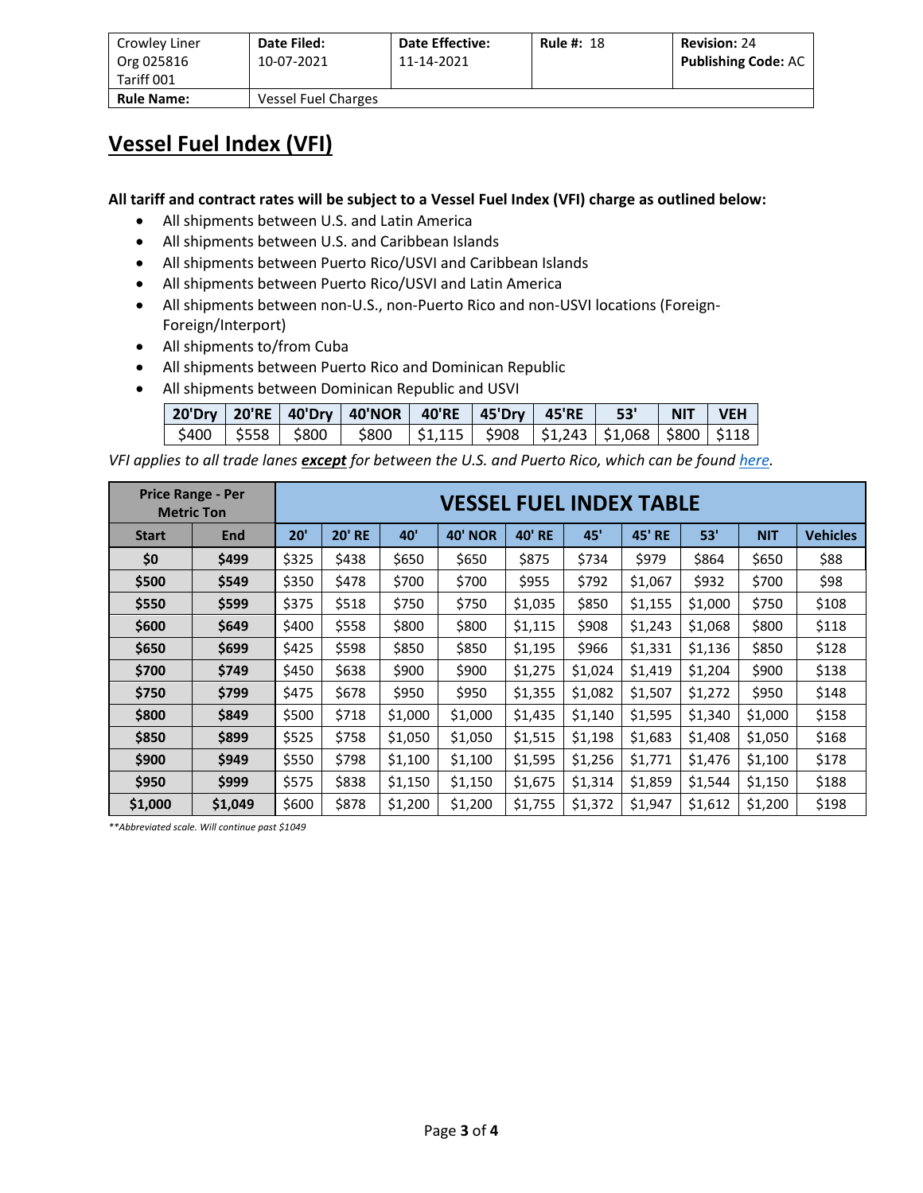| Crowley Liner Org 025816 Tariff 001 | Date Filed: 10-07-2021 | Date Effective: 11-14-2021 | Rule #: 18 | Revision: 24 Publishing Code: AC |
|---|---|---|---|---|
| **Rule Name:** | Vessel Fuel Charges | | | |

# Vessel Fuel Index (VFI)

**All tariff and contract rates will be subject to a Vessel Fuel Index (VFI) charge as outlined below:**

- All shipments between U.S. and Latin America
- All shipments between U.S. and Caribbean Islands
- All shipments between Puerto Rico/USVI and Caribbean Islands
- All shipments between Puerto Rico/USVI and Latin America
- All shipments between non-U.S., non-Puerto Rico and non-USVI locations (Foreign-Foreign/Interport)
- All shipments to/from Cuba
- All shipments between Puerto Rico and Dominican Republic
- All shipments between Dominican Republic and USVI

| 20'Dry | 20'RE | 40'Dry | 40'NOR | 40'RE | 45'Dry | 45'RE | 53' | NIT | VEH |
|---|---|---|---|---|---|---|---|---|---|
| $400 | $558 | $800 | $800 | $1,115 | $908 | $1,243 | $1,068 | $800 | $118 |

*VFI applies to all trade lanes **except** for between the U.S. and Puerto Rico, which can be found here.*

| Price Range - Per Metric Ton | | VESSEL FUEL INDEX TABLE | | | | | | | | | |
|---|---|---|---|---|---|---|---|---|---|---|---|
| **Start** | **End** | **20'** | **20' RE** | **40'** | **40' NOR** | **40' RE** | **45'** | **45' RE** | **53'** | **NIT** | **Vehicles** |
| **$0** | **$499** | $325 | $438 | $650 | $650 | $875 | $734 | $979 | $864 | $650 | $88 |
| **$500** | **$549** | $350 | $478 | $700 | $700 | $955 | $792 | $1,067 | $932 | $700 | $98 |
| **$550** | **$599** | $375 | $518 | $750 | $750 | $1,035 | $850 | $1,155 | $1,000 | $750 | $108 |
| **$600** | **$649** | $400 | $558 | $800 | $800 | $1,115 | $908 | $1,243 | $1,068 | $800 | $118 |
| **$650** | **$699** | $425 | $598 | $850 | $850 | $1,195 | $966 | $1,331 | $1,136 | $850 | $128 |
| **$700** | **$749** | $450 | $638 | $900 | $900 | $1,275 | $1,024 | $1,419 | $1,204 | $900 | $138 |
| **$750** | **$799** | $475 | $678 | $950 | $950 | $1,355 | $1,082 | $1,507 | $1,272 | $950 | $148 |
| **$800** | **$849** | $500 | $718 | $1,000 | $1,000 | $1,435 | $1,140 | $1,595 | $1,340 | $1,000 | $158 |
| **$850** | **$899** | $525 | $758 | $1,050 | $1,050 | $1,515 | $1,198 | $1,683 | $1,408 | $1,050 | $168 |
| **$900** | **$949** | $550 | $798 | $1,100 | $1,100 | $1,595 | $1,256 | $1,771 | $1,476 | $1,100 | $178 |
| **$950** | **$999** | $575 | $838 | $1,150 | $1,150 | $1,675 | $1,314 | $1,859 | $1,544 | $1,150 | $188 |
| **$1,000** | **$1,049** | $600 | $878 | $1,200 | $1,200 | $1,755 | $1,372 | $1,947 | $1,612 | $1,200 | $198 |

*\*\*Abbreviated scale. Will continue past $1049*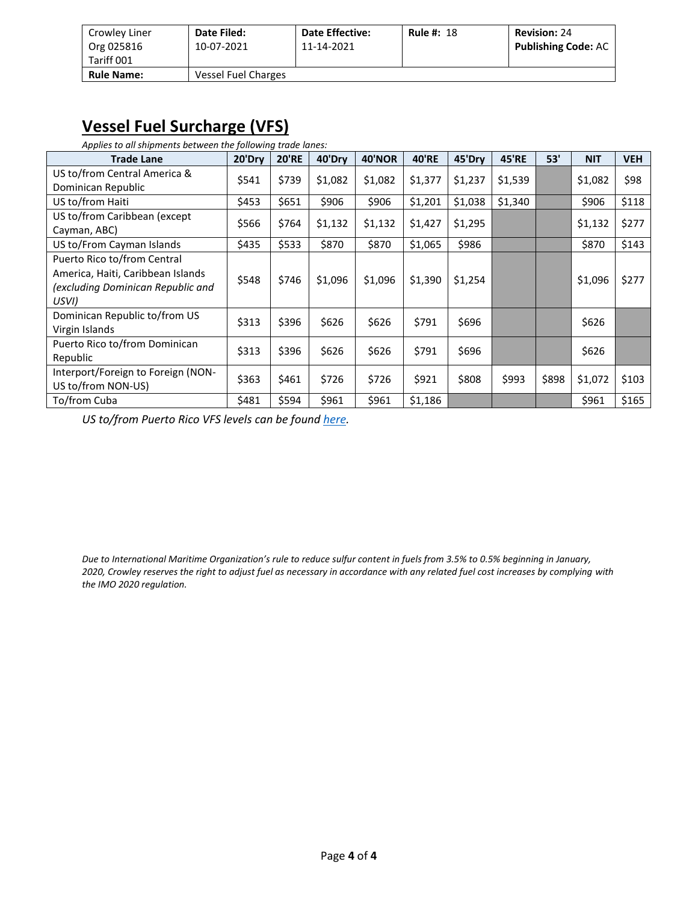| Crowley Liner Org 025816 Tariff 001 | **Date Filed:** 10-07-2021 | **Date Effective:** 11-14-2021 | **Rule #:** 18 | **Revision:** 24 **Publishing Code:** AC |
|---|---|---|---|---|
| **Rule Name:** | Vessel Fuel Charges | | | |

## Vessel Fuel Surcharge (VFS)

*Applies to all shipments between the following trade lanes:*

| Trade Lane | 20'Dry | 20'RE | 40'Dry | 40'NOR | 40'RE | 45'Dry | 45'RE | 53' | NIT | VEH |
|---|---|---|---|---|---|---|---|---|---|---|
| US to/from Central America & Dominican Republic | $541 | $739 | $1,082 | $1,082 | $1,377 | $1,237 | $1,539 | | $1,082 | $98 |
| US to/from Haiti | $453 | $651 | $906 | $906 | $1,201 | $1,038 | $1,340 | | $906 | $118 |
| US to/from Caribbean (except Cayman, ABC) | $566 | $764 | $1,132 | $1,132 | $1,427 | $1,295 | | | $1,132 | $277 |
| US to/From Cayman Islands | $435 | $533 | $870 | $870 | $1,065 | $986 | | | $870 | $143 |
| Puerto Rico to/from Central America, Haiti, Caribbean Islands *(excluding Dominican Republic and USVI)* | $548 | $746 | $1,096 | $1,096 | $1,390 | $1,254 | | | $1,096 | $277 |
| Dominican Republic to/from US Virgin Islands | $313 | $396 | $626 | $626 | $791 | $696 | | | $626 | |
| Puerto Rico to/from Dominican Republic | $313 | $396 | $626 | $626 | $791 | $696 | | | $626 | |
| Interport/Foreign to Foreign (NON-US to/from NON-US) | $363 | $461 | $726 | $726 | $921 | $808 | $993 | $898 | $1,072 | $103 |
| To/from Cuba | $481 | $594 | $961 | $961 | $1,186 | | | | $961 | $165 |

*US to/from Puerto Rico VFS levels can be found here.*

*Due to International Maritime Organization's rule to reduce sulfur content in fuels from 3.5% to 0.5% beginning in January, 2020, Crowley reserves the right to adjust fuel as necessary in accordance with any related fuel cost increases by complying with the IMO 2020 regulation.*